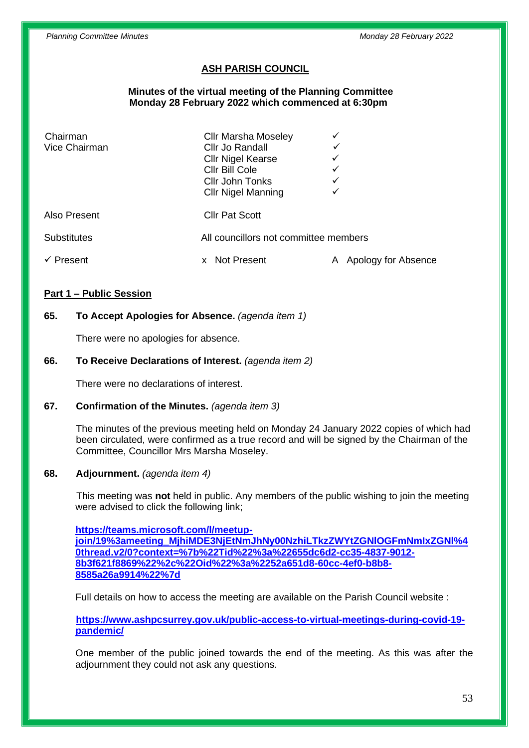# ASH PARISH COUNCIL

**Minutes of the virtual meeting of the Planning Committee**
**Monday 28 February 2022 which commenced at 6:30pm**

| | | |
|---|---|---|
| Chairman | Cllr Marsha Moseley | ✓ |
| Vice Chairman | Cllr Jo Randall | ✓ |
| | Cllr Nigel Kearse | ✓ |
| | Cllr Bill Cole | ✓ |
| | Cllr John Tonks | ✓ |
| | Cllr Nigel Manning | ✓ |
| Also Present | Cllr Pat Scott | |
| Substitutes | All councillors not committee members | |
| ✓ Present | x Not Present | A Apology for Absence |

## Part 1 – Public Session

**65. To Accept Apologies for Absence.** *(agenda item 1)*

There were no apologies for absence.

**66. To Receive Declarations of Interest.** *(agenda item 2)*

There were no declarations of interest.

**67. Confirmation of the Minutes.** *(agenda item 3)*

The minutes of the previous meeting held on Monday 24 January 2022 copies of which had been circulated, were confirmed as a true record and will be signed by the Chairman of the Committee, Councillor Mrs Marsha Moseley.

**68. Adjournment.** *(agenda item 4)*

This meeting was **not** held in public. Any members of the public wishing to join the meeting were advised to click the following link;

**https://teams.microsoft.com/l/meetup-join/19%3ameeting_MjhiMDE3NjEtNmJhNy00NzhiLTkzZWYtZGNlOGFmNmIxZGNl%40thread.v2/0?context=%7b%22Tid%22%3a%22655dc6d2-cc35-4837-9012-8b3f621f8869%22%2c%22Oid%22%3a%2252a651d8-60cc-4ef0-b8b8-8585a26a9914%22%7d**

Full details on how to access the meeting are available on the Parish Council website :

**https://www.ashpcsurrey.gov.uk/public-access-to-virtual-meetings-during-covid-19-pandemic/**

One member of the public joined towards the end of the meeting. As this was after the adjournment they could not ask any questions.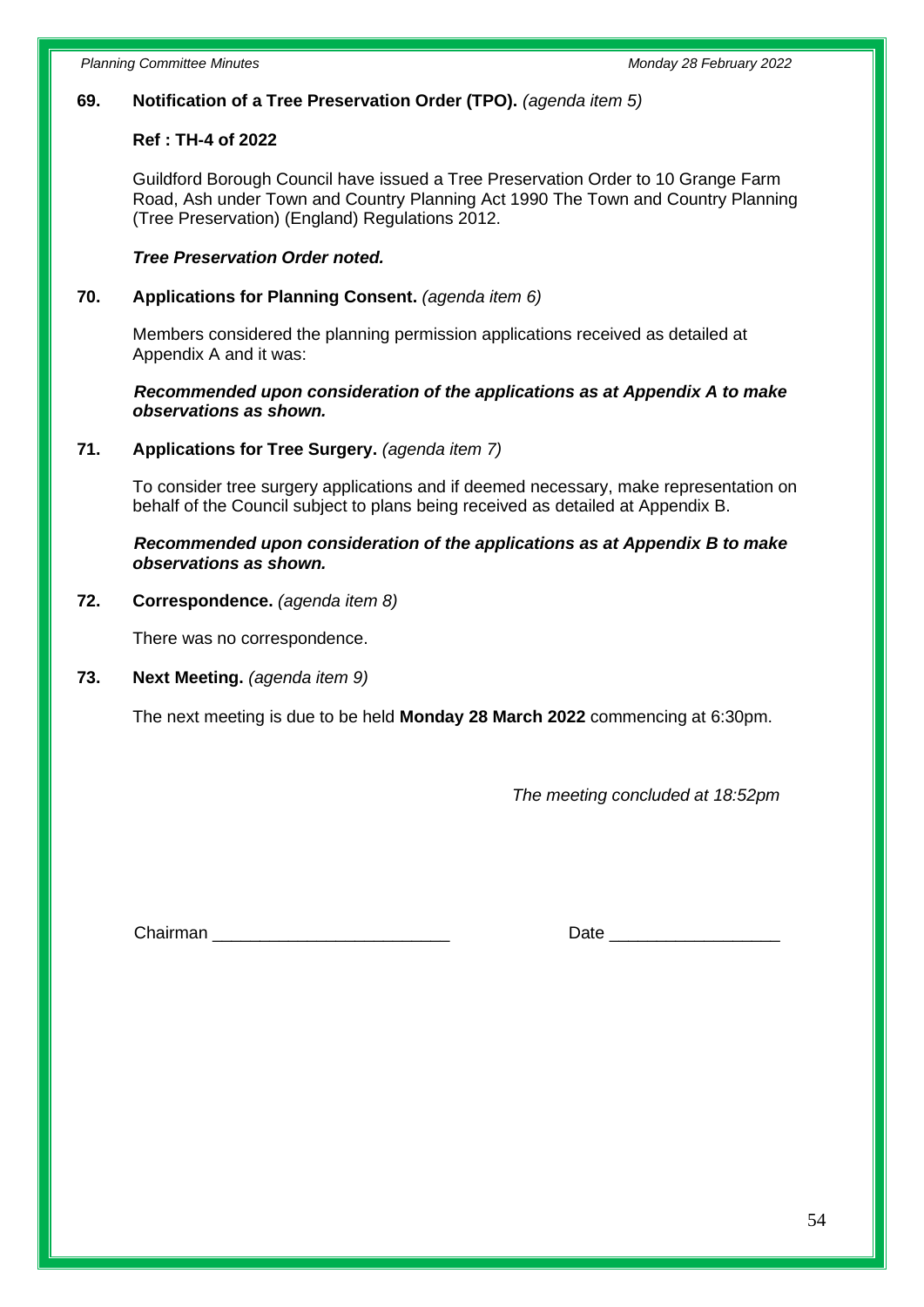**69. Notification of a Tree Preservation Order (TPO).** *(agenda item 5)*

**Ref : TH-4 of 2022**

Guildford Borough Council have issued a Tree Preservation Order to 10 Grange Farm Road, Ash under Town and Country Planning Act 1990 The Town and Country Planning (Tree Preservation) (England) Regulations 2012.

***Tree Preservation Order noted.***

**70. Applications for Planning Consent.** *(agenda item 6)*

Members considered the planning permission applications received as detailed at Appendix A and it was:

***Recommended upon consideration of the applications as at Appendix A to make observations as shown.***

**71. Applications for Tree Surgery.** *(agenda item 7)*

To consider tree surgery applications and if deemed necessary, make representation on behalf of the Council subject to plans being received as detailed at Appendix B.

***Recommended upon consideration of the applications as at Appendix B to make observations as shown.***

**72. Correspondence.** *(agenda item 8)*

There was no correspondence.

**73. Next Meeting.** *(agenda item 9)*

The next meeting is due to be held **Monday 28 March 2022** commencing at 6:30pm.

*The meeting concluded at 18:52pm*

Chairman \_\_\_\_\_\_\_\_\_\_\_\_\_\_\_\_\_\_\_\_\_\_\_\_\_ Date \_\_\_\_\_\_\_\_\_\_\_\_\_\_\_\_\_\_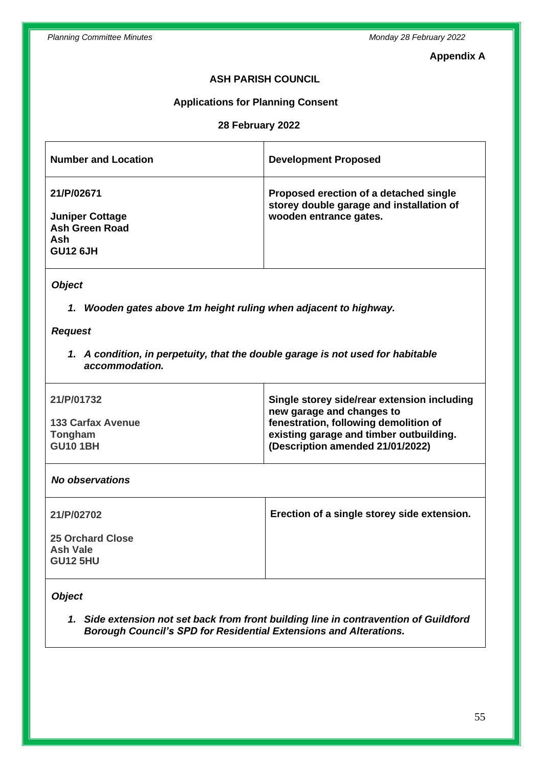**Appendix A**

**ASH PARISH COUNCIL**

**Applications for Planning Consent**

**28 February 2022**

| Number and Location | Development Proposed |
|---|---|
| **21/P/02671**<br><br>**Juniper Cottage**<br>**Ash Green Road**<br>**Ash**<br>**GU12 6JH** | **Proposed erection of a detached single storey double garage and installation of wooden entrance gates.** |

***Object***

1. ***Wooden gates above 1m height ruling when adjacent to highway.***

***Request***

1. ***A condition, in perpetuity, that the double garage is not used for habitable accommodation.***

| Number and Location | Development Proposed |
|---|---|
| **21/P/01732**<br><br>**133 Carfax Avenue**<br>**Tongham**<br>**GU10 1BH** | **Single storey side/rear extension including new garage and changes to fenestration, following demolition of existing garage and timber outbuilding. (Description amended 21/01/2022)** |

***No observations***

| Number and Location | Development Proposed |
|---|---|
| **21/P/02702**<br><br>**25 Orchard Close**<br>**Ash Vale**<br>**GU12 5HU** | **Erection of a single storey side extension.** |

***Object***

1. ***Side extension not set back from front building line in contravention of Guildford Borough Council's SPD for Residential Extensions and Alterations.***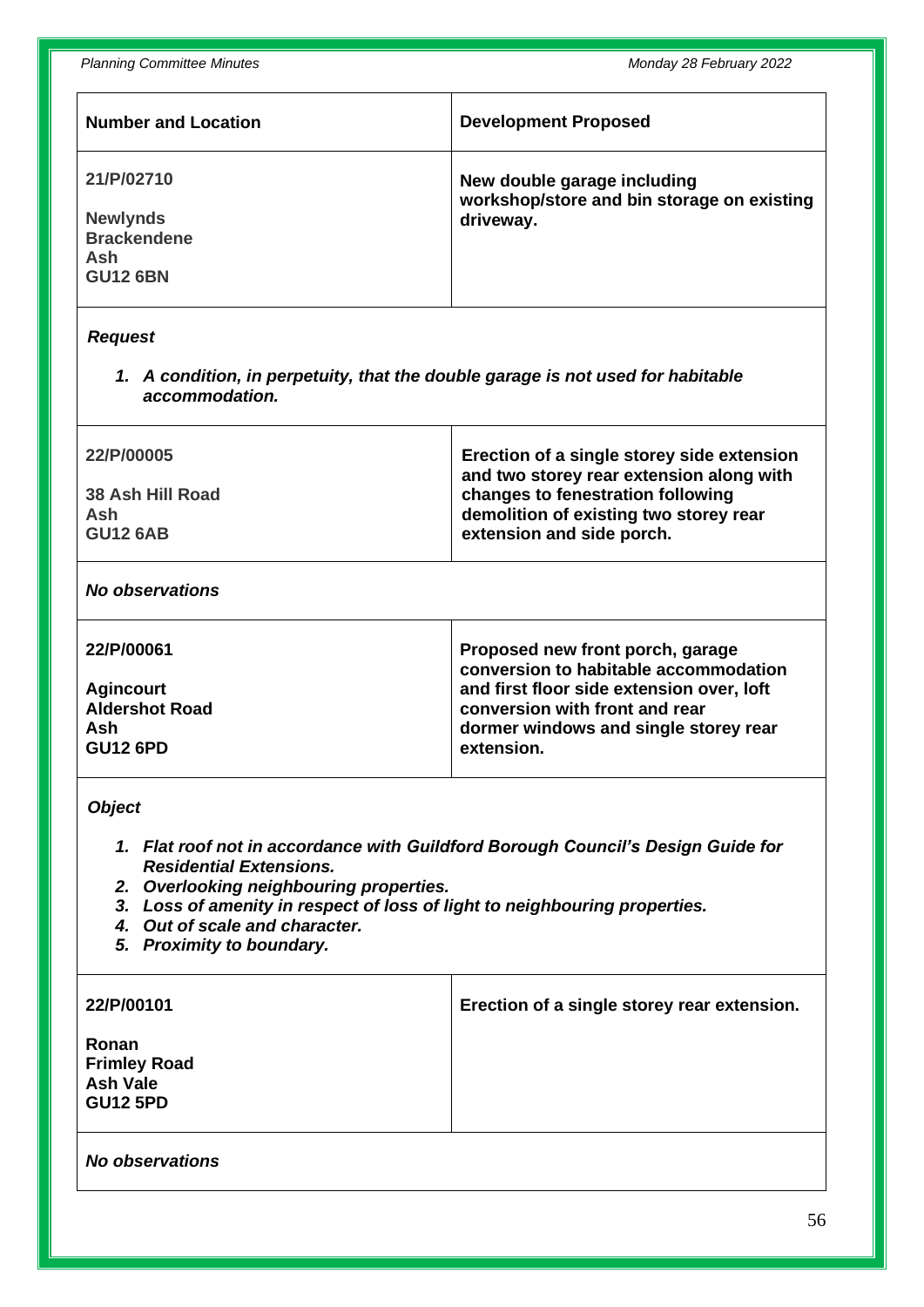| Number and Location | Development Proposed |
|---|---|
| **21/P/02710**<br><br>**Newlynds**<br>**Brackendene**<br>**Ash**<br>**GU12 6BN** | **New double garage including workshop/store and bin storage on existing driveway.** |

***Request***

1. ***A condition, in perpetuity, that the double garage is not used for habitable accommodation.***

| | |
|---|---|
| **22/P/00005**<br><br>**38 Ash Hill Road**<br>**Ash**<br>**GU12 6AB** | **Erection of a single storey side extension and two storey rear extension along with changes to fenestration following demolition of existing two storey rear extension and side porch.** |

***No observations***

| | |
|---|---|
| **22/P/00061**<br><br>**Agincourt**<br>**Aldershot Road**<br>**Ash**<br>**GU12 6PD** | **Proposed new front porch, garage conversion to habitable accommodation and first floor side extension over, loft conversion with front and rear dormer windows and single storey rear extension.** |

***Object***

1. ***Flat roof not in accordance with Guildford Borough Council's Design Guide for Residential Extensions.***
2. ***Overlooking neighbouring properties.***
3. ***Loss of amenity in respect of loss of light to neighbouring properties.***
4. ***Out of scale and character.***
5. ***Proximity to boundary.***

| | |
|---|---|
| **22/P/00101**<br><br>**Ronan**<br>**Frimley Road**<br>**Ash Vale**<br>**GU12 5PD** | **Erection of a single storey rear extension.** |

***No observations***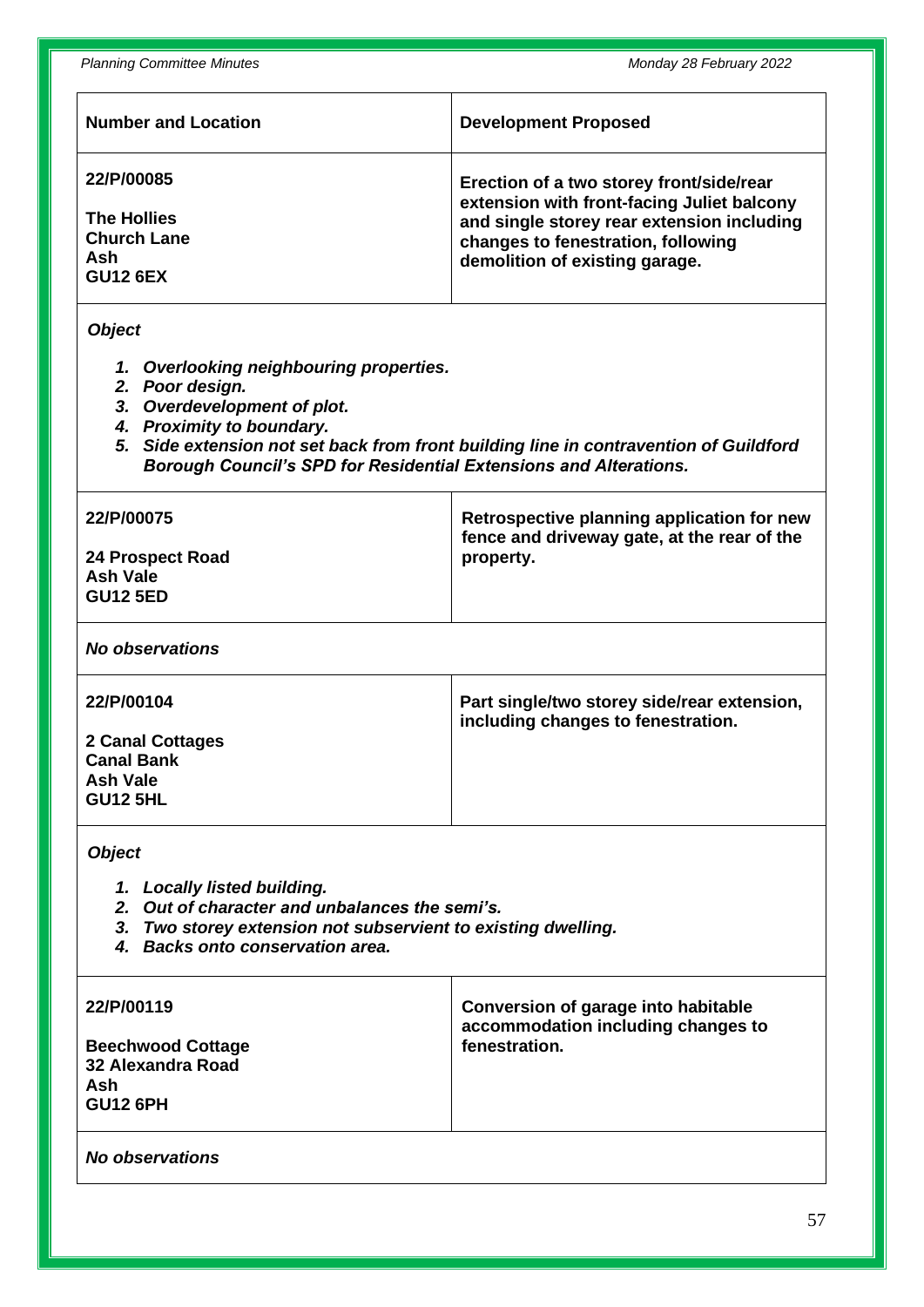| Number and Location | Development Proposed |
|---|---|
| **22/P/00085**<br><br>**The Hollies**<br>**Church Lane**<br>**Ash**<br>**GU12 6EX** | **Erection of a two storey front/side/rear extension with front-facing Juliet balcony and single storey rear extension including changes to fenestration, following demolition of existing garage.** |

***Object***

1. ***Overlooking neighbouring properties.***
2. ***Poor design.***
3. ***Overdevelopment of plot.***
4. ***Proximity to boundary.***
5. ***Side extension not set back from front building line in contravention of Guildford Borough Council's SPD for Residential Extensions and Alterations.***

| Number and Location | Development Proposed |
|---|---|
| **22/P/00075**<br><br>**24 Prospect Road**<br>**Ash Vale**<br>**GU12 5ED** | **Retrospective planning application for new fence and driveway gate, at the rear of the property.** |

***No observations***

| Number and Location | Development Proposed |
|---|---|
| **22/P/00104**<br><br>**2 Canal Cottages**<br>**Canal Bank**<br>**Ash Vale**<br>**GU12 5HL** | **Part single/two storey side/rear extension, including changes to fenestration.** |

***Object***

1. ***Locally listed building.***
2. ***Out of character and unbalances the semi's.***
3. ***Two storey extension not subservient to existing dwelling.***
4. ***Backs onto conservation area.***

| Number and Location | Development Proposed |
|---|---|
| **22/P/00119**<br><br>**Beechwood Cottage**<br>**32 Alexandra Road**<br>**Ash**<br>**GU12 6PH** | **Conversion of garage into habitable accommodation including changes to fenestration.** |

***No observations***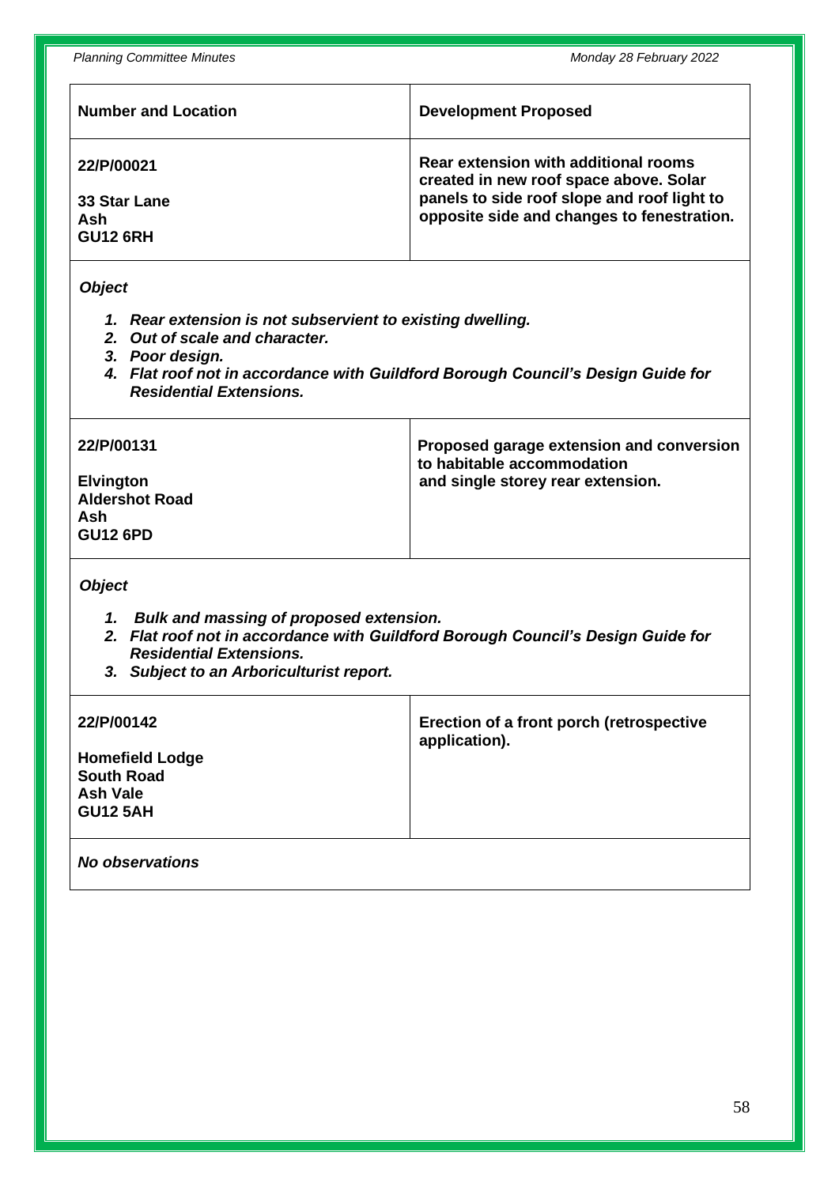| Number and Location | Development Proposed |
| --- | --- |
| **22/P/00021**<br><br>**33 Star Lane**<br>**Ash**<br>**GU12 6RH** | **Rear extension with additional rooms created in new roof space above. Solar panels to side roof slope and roof light to opposite side and changes to fenestration.** |

***Object***

1. ***Rear extension is not subservient to existing dwelling.***
2. ***Out of scale and character.***
3. ***Poor design.***
4. ***Flat roof not in accordance with Guildford Borough Council's Design Guide for Residential Extensions.***

| Number and Location | Development Proposed |
| --- | --- |
| **22/P/00131**<br><br>**Elvington**<br>**Aldershot Road**<br>**Ash**<br>**GU12 6PD** | **Proposed garage extension and conversion to habitable accommodation and single storey rear extension.** |

***Object***

1. ***Bulk and massing of proposed extension.***
2. ***Flat roof not in accordance with Guildford Borough Council's Design Guide for Residential Extensions.***
3. ***Subject to an Arboriculturist report.***

| Number and Location | Development Proposed |
| --- | --- |
| **22/P/00142**<br><br>**Homefield Lodge**<br>**South Road**<br>**Ash Vale**<br>**GU12 5AH** | **Erection of a front porch (retrospective application).** |

***No observations***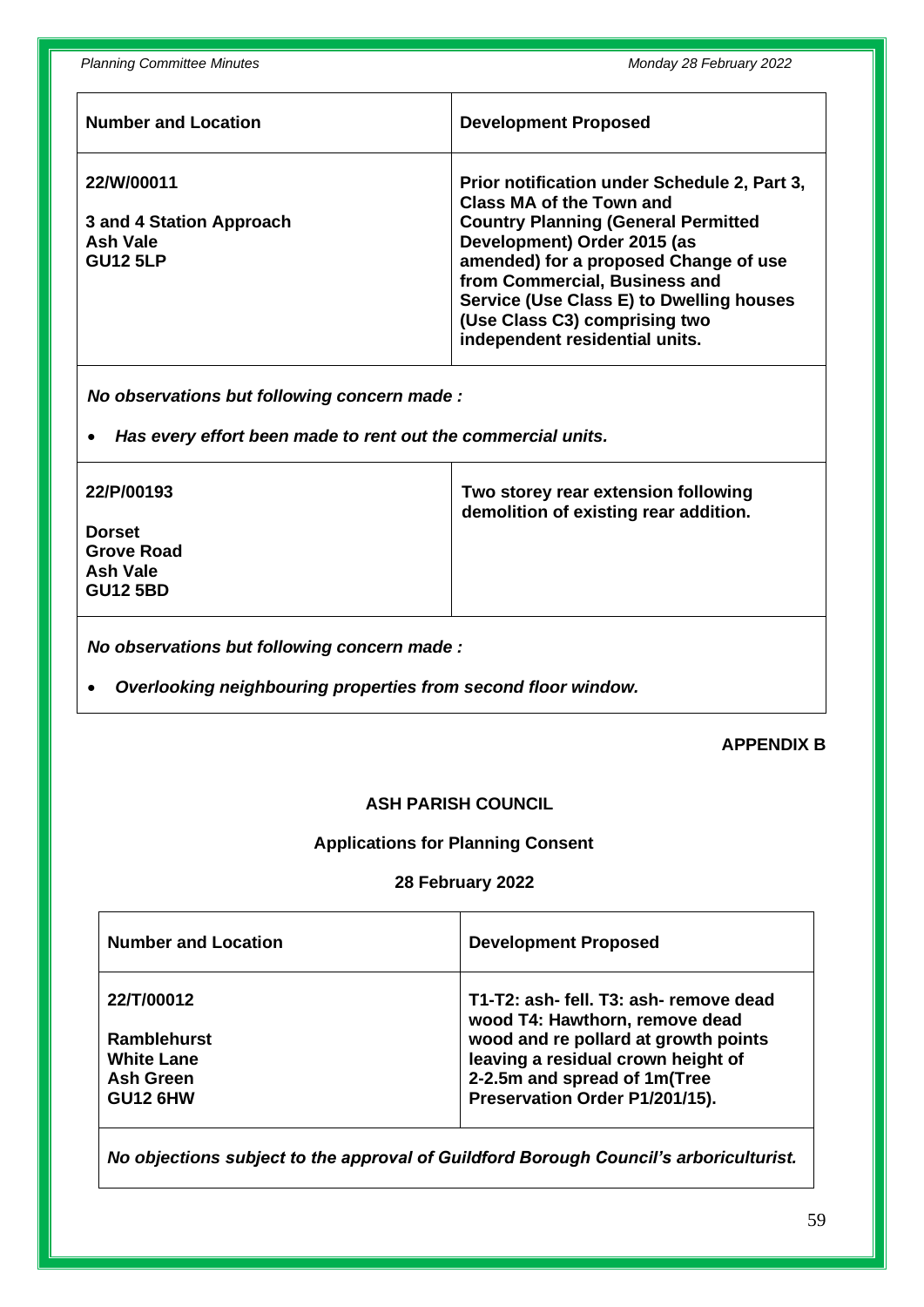| Number and Location | Development Proposed |
|---|---|
| **22/W/00011**<br><br>**3 and 4 Station Approach**<br>**Ash Vale**<br>**GU12 5LP** | **Prior notification under Schedule 2, Part 3, Class MA of the Town and Country Planning (General Permitted Development) Order 2015 (as amended) for a proposed Change of use from Commercial, Business and Service (Use Class E) to Dwelling houses (Use Class C3) comprising two independent residential units.** |
| ***No observations but following concern made :***<br><br>• ***Has every effort been made to rent out the commercial units.*** | |
| **22/P/00193**<br><br>**Dorset**<br>**Grove Road**<br>**Ash Vale**<br>**GU12 5BD** | **Two storey rear extension following demolition of existing rear addition.** |
| ***No observations but following concern made :***<br><br>• ***Overlooking neighbouring properties from second floor window.*** | |

**APPENDIX B**

## ASH PARISH COUNCIL

### Applications for Planning Consent

### 28 February 2022

| Number and Location | Development Proposed |
|---|---|
| **22/T/00012**<br><br>**Ramblehurst**<br>**White Lane**<br>**Ash Green**<br>**GU12 6HW** | **T1-T2: ash- fell. T3: ash- remove dead wood T4: Hawthorn, remove dead wood and re pollard at growth points leaving a residual crown height of 2-2.5m and spread of 1m(Tree Preservation Order P1/201/15).** |
| ***No objections subject to the approval of Guildford Borough Council's arboriculturist.*** | |